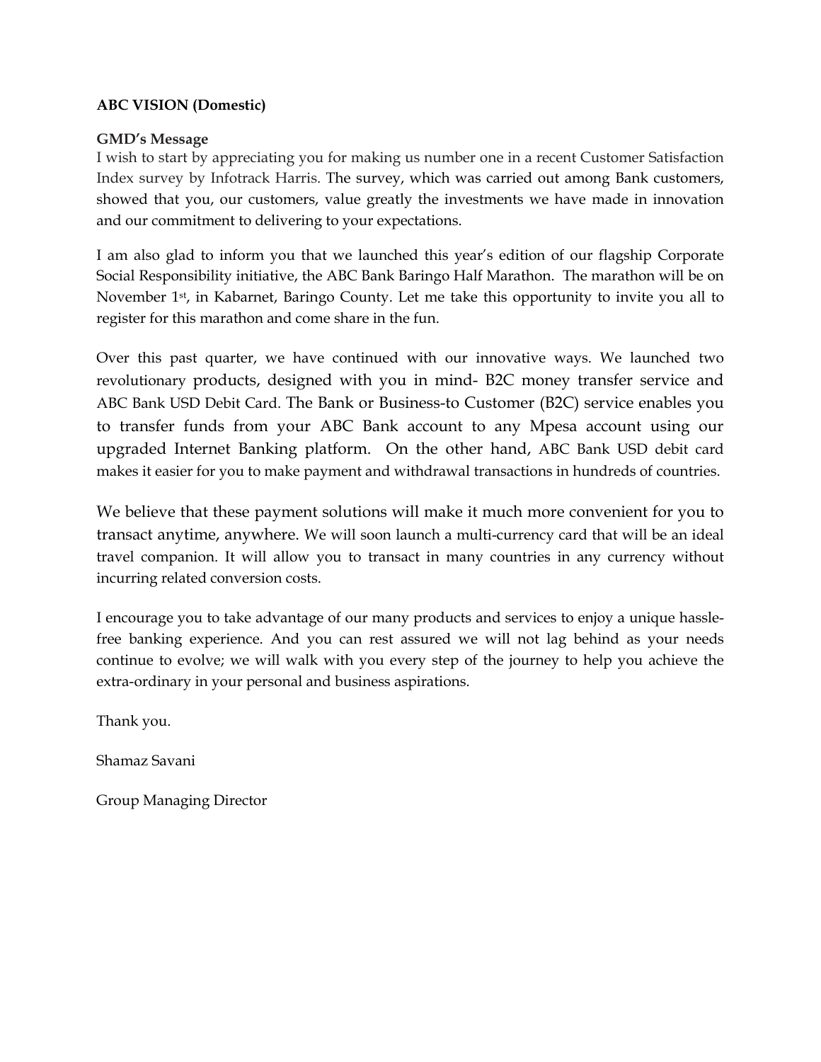**ABC VISION (Domestic)**

**GMD's Message**

I wish to start by appreciating you for making us number one in a recent Customer Satisfaction Index survey by Infotrack Harris. The survey, which was carried out among Bank customers, showed that you, our customers, value greatly the investments we have made in innovation and our commitment to delivering to your expectations.

I am also glad to inform you that we launched this year's edition of our flagship Corporate Social Responsibility initiative, the ABC Bank Baringo Half Marathon. The marathon will be on November 1st, in Kabarnet, Baringo County. Let me take this opportunity to invite you all to register for this marathon and come share in the fun.

Over this past quarter, we have continued with our innovative ways. We launched two revolutionary products, designed with you in mind- B2C money transfer service and ABC Bank USD Debit Card. The Bank or Business-to Customer (B2C) service enables you to transfer funds from your ABC Bank account to any Mpesa account using our upgraded Internet Banking platform. On the other hand, ABC Bank USD debit card makes it easier for you to make payment and withdrawal transactions in hundreds of countries.

We believe that these payment solutions will make it much more convenient for you to transact anytime, anywhere. We will soon launch a multi-currency card that will be an ideal travel companion. It will allow you to transact in many countries in any currency without incurring related conversion costs.

I encourage you to take advantage of our many products and services to enjoy a unique hassle-free banking experience. And you can rest assured we will not lag behind as your needs continue to evolve; we will walk with you every step of the journey to help you achieve the extra-ordinary in your personal and business aspirations.

Thank you.

Shamaz Savani

Group Managing Director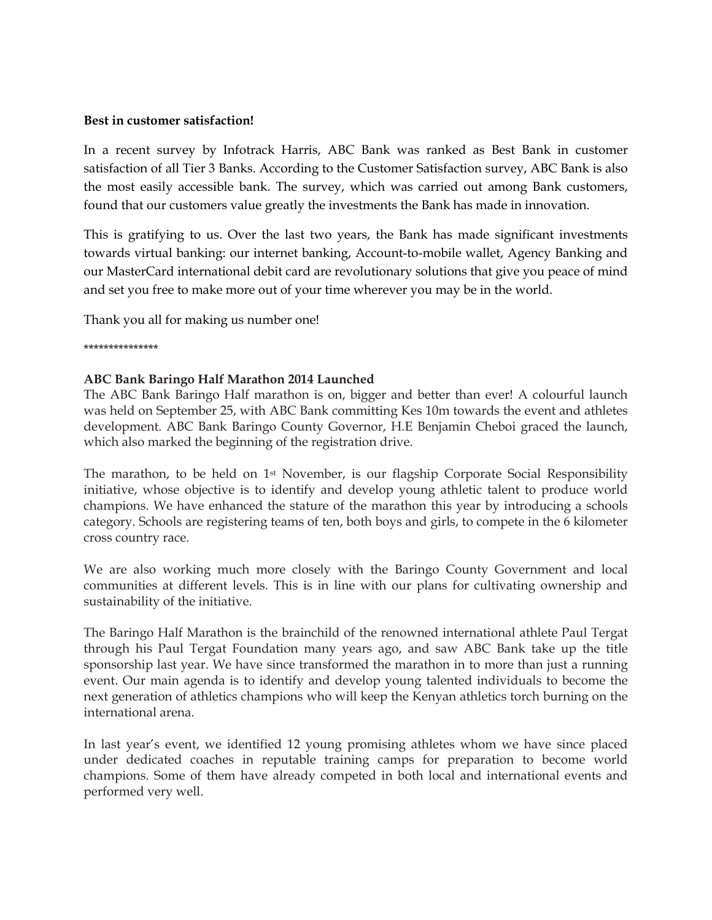**Best in customer satisfaction!**

In a recent survey by Infotrack Harris, ABC Bank was ranked as Best Bank in customer satisfaction of all Tier 3 Banks. According to the Customer Satisfaction survey, ABC Bank is also the most easily accessible bank. The survey, which was carried out among Bank customers, found that our customers value greatly the investments the Bank has made in innovation.

This is gratifying to us. Over the last two years, the Bank has made significant investments towards virtual banking: our internet banking, Account-to-mobile wallet, Agency Banking and our MasterCard international debit card are revolutionary solutions that give you peace of mind and set you free to make more out of your time wherever you may be in the world.

Thank you all for making us number one!

***************

**ABC Bank Baringo Half Marathon 2014 Launched**

The ABC Bank Baringo Half marathon is on, bigger and better than ever! A colourful launch was held on September 25, with ABC Bank committing Kes 10m towards the event and athletes development. ABC Bank Baringo County Governor, H.E Benjamin Cheboi graced the launch, which also marked the beginning of the registration drive.

The marathon, to be held on 1st November, is our flagship Corporate Social Responsibility initiative, whose objective is to identify and develop young athletic talent to produce world champions. We have enhanced the stature of the marathon this year by introducing a schools category. Schools are registering teams of ten, both boys and girls, to compete in the 6 kilometer cross country race.

We are also working much more closely with the Baringo County Government and local communities at different levels. This is in line with our plans for cultivating ownership and sustainability of the initiative.

The Baringo Half Marathon is the brainchild of the renowned international athlete Paul Tergat through his Paul Tergat Foundation many years ago, and saw ABC Bank take up the title sponsorship last year. We have since transformed the marathon in to more than just a running event. Our main agenda is to identify and develop young talented individuals to become the next generation of athletics champions who will keep the Kenyan athletics torch burning on the international arena.

In last year's event, we identified 12 young promising athletes whom we have since placed under dedicated coaches in reputable training camps for preparation to become world champions. Some of them have already competed in both local and international events and performed very well.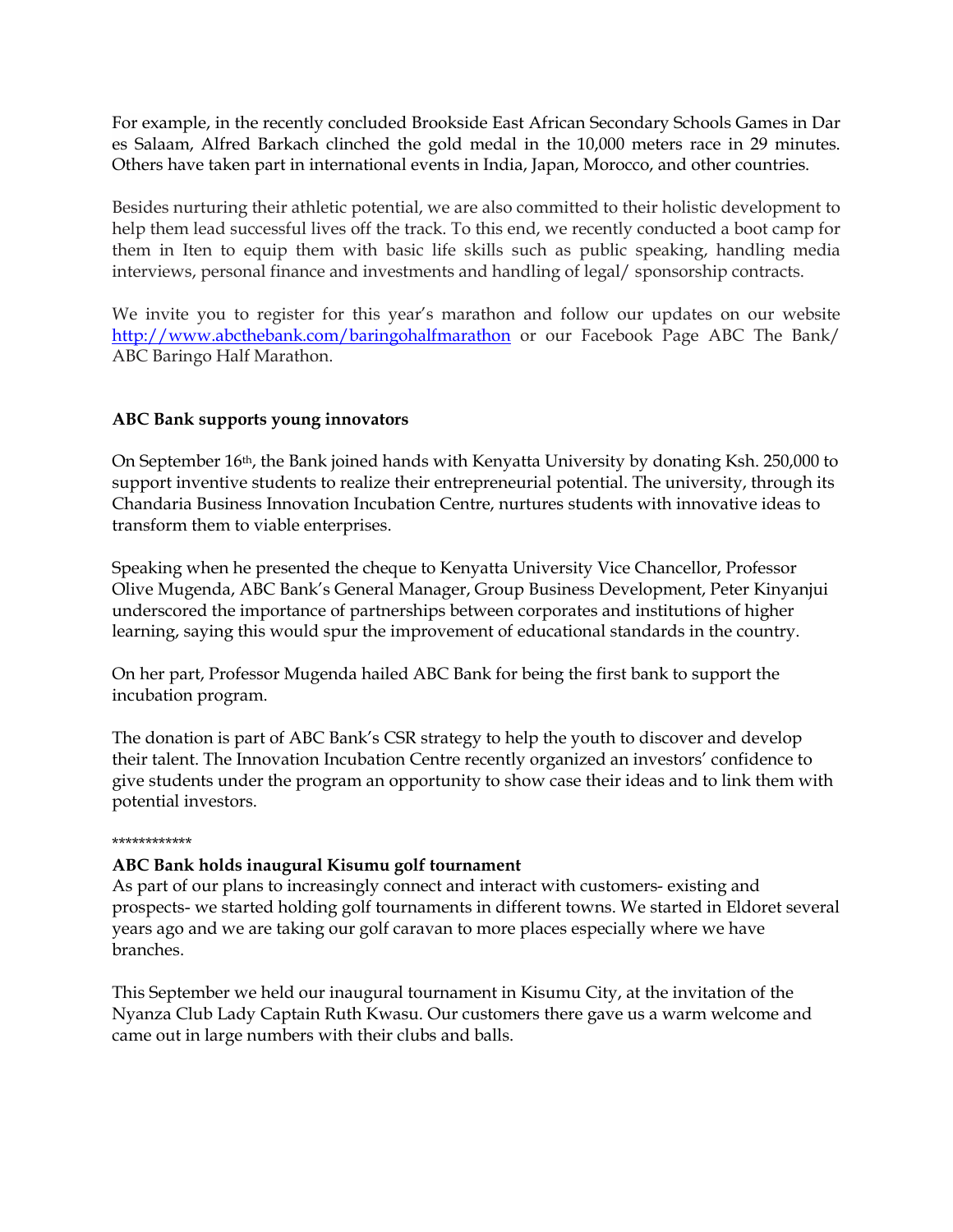For example, in the recently concluded Brookside East African Secondary Schools Games in Dar es Salaam, Alfred Barkach clinched the gold medal in the 10,000 meters race in 29 minutes. Others have taken part in international events in India, Japan, Morocco, and other countries.

Besides nurturing their athletic potential, we are also committed to their holistic development to help them lead successful lives off the track. To this end, we recently conducted a boot camp for them in Iten to equip them with basic life skills such as public speaking, handling media interviews, personal finance and investments and handling of legal/ sponsorship contracts.

We invite you to register for this year's marathon and follow our updates on our website http://www.abcthebank.com/baringohalfmarathon or our Facebook Page ABC The Bank/ ABC Baringo Half Marathon.

**ABC Bank supports young innovators**

On September 16th, the Bank joined hands with Kenyatta University by donating Ksh. 250,000 to support inventive students to realize their entrepreneurial potential. The university, through its Chandaria Business Innovation Incubation Centre, nurtures students with innovative ideas to transform them to viable enterprises.

Speaking when he presented the cheque to Kenyatta University Vice Chancellor, Professor Olive Mugenda, ABC Bank's General Manager, Group Business Development, Peter Kinyanjui underscored the importance of partnerships between corporates and institutions of higher learning, saying this would spur the improvement of educational standards in the country.

On her part, Professor Mugenda hailed ABC Bank for being the first bank to support the incubation program.

The donation is part of ABC Bank's CSR strategy to help the youth to discover and develop their talent. The Innovation Incubation Centre recently organized an investors' confidence to give students under the program an opportunity to show case their ideas and to link them with potential investors.

************

**ABC Bank holds inaugural Kisumu golf tournament**

As part of our plans to increasingly connect and interact with customers- existing and prospects- we started holding golf tournaments in different towns. We started in Eldoret several years ago and we are taking our golf caravan to more places especially where we have branches.

This September we held our inaugural tournament in Kisumu City, at the invitation of the Nyanza Club Lady Captain Ruth Kwasu. Our customers there gave us a warm welcome and came out in large numbers with their clubs and balls.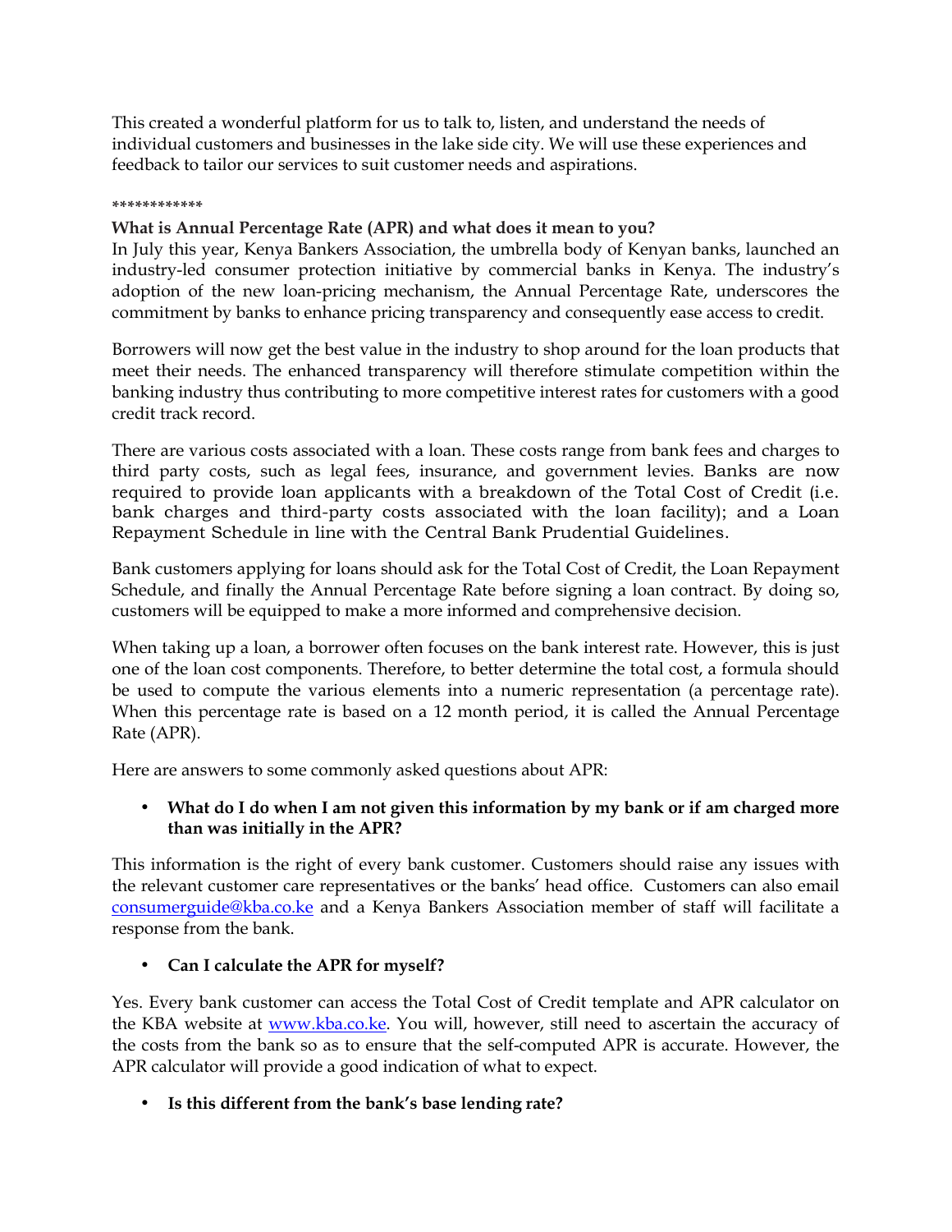This created a wonderful platform for us to talk to, listen, and understand the needs of individual customers and businesses in the lake side city. We will use these experiences and feedback to tailor our services to suit customer needs and aspirations.

************

**What is Annual Percentage Rate (APR) and what does it mean to you?**

In July this year, Kenya Bankers Association, the umbrella body of Kenyan banks, launched an industry-led consumer protection initiative by commercial banks in Kenya. The industry's adoption of the new loan-pricing mechanism, the Annual Percentage Rate, underscores the commitment by banks to enhance pricing transparency and consequently ease access to credit.

Borrowers will now get the best value in the industry to shop around for the loan products that meet their needs. The enhanced transparency will therefore stimulate competition within the banking industry thus contributing to more competitive interest rates for customers with a good credit track record.

There are various costs associated with a loan. These costs range from bank fees and charges to third party costs, such as legal fees, insurance, and government levies. Banks are now required to provide loan applicants with a breakdown of the Total Cost of Credit (i.e. bank charges and third-party costs associated with the loan facility); and a Loan Repayment Schedule in line with the Central Bank Prudential Guidelines.

Bank customers applying for loans should ask for the Total Cost of Credit, the Loan Repayment Schedule, and finally the Annual Percentage Rate before signing a loan contract. By doing so, customers will be equipped to make a more informed and comprehensive decision.

When taking up a loan, a borrower often focuses on the bank interest rate. However, this is just one of the loan cost components. Therefore, to better determine the total cost, a formula should be used to compute the various elements into a numeric representation (a percentage rate). When this percentage rate is based on a 12 month period, it is called the Annual Percentage Rate (APR).

Here are answers to some commonly asked questions about APR:

- **What do I do when I am not given this information by my bank or if am charged more than was initially in the APR?**

This information is the right of every bank customer. Customers should raise any issues with the relevant customer care representatives or the banks' head office. Customers can also email consumerguide@kba.co.ke and a Kenya Bankers Association member of staff will facilitate a response from the bank.

- **Can I calculate the APR for myself?**

Yes. Every bank customer can access the Total Cost of Credit template and APR calculator on the KBA website at www.kba.co.ke. You will, however, still need to ascertain the accuracy of the costs from the bank so as to ensure that the self-computed APR is accurate. However, the APR calculator will provide a good indication of what to expect.

- **Is this different from the bank's base lending rate?**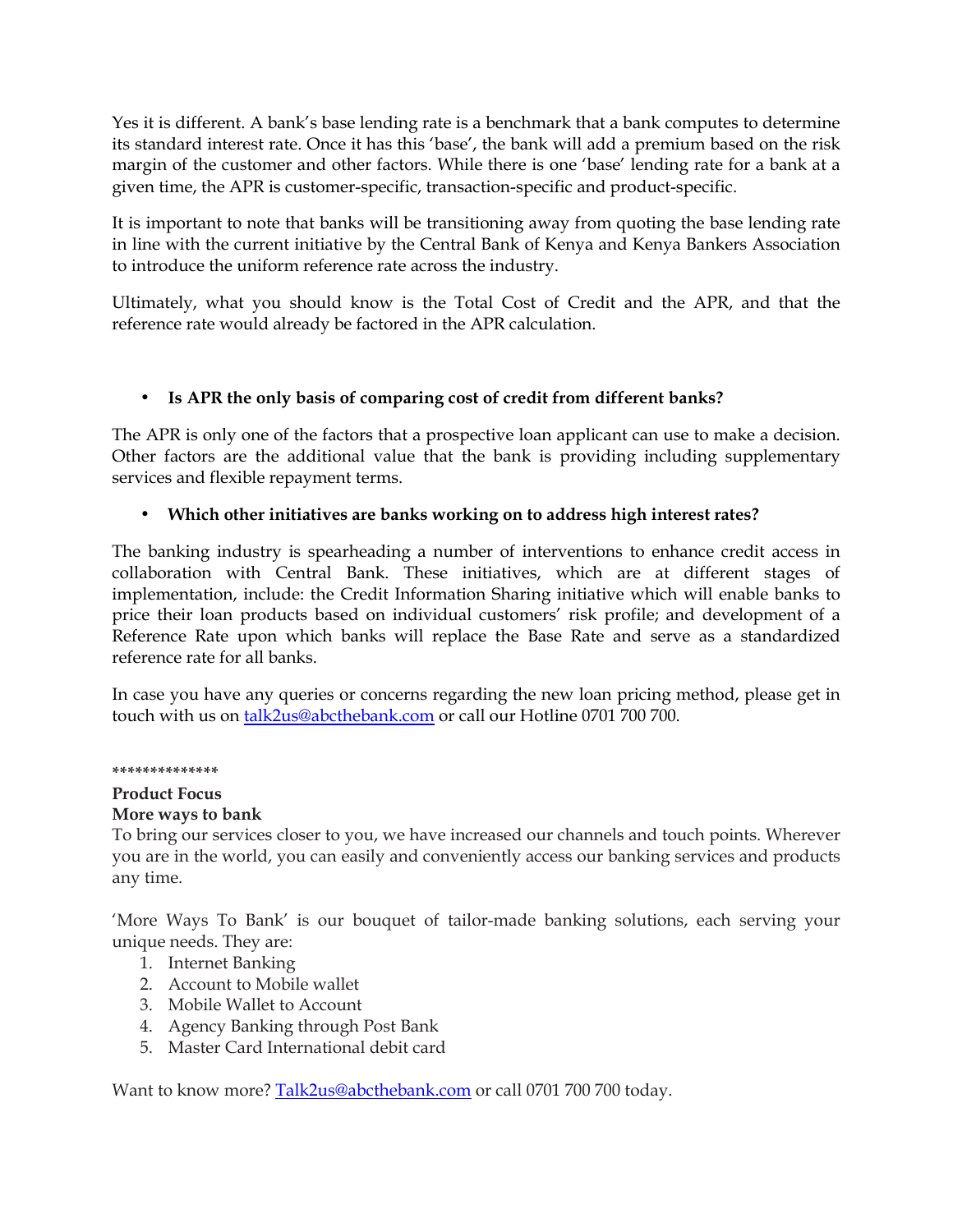Yes it is different. A bank's base lending rate is a benchmark that a bank computes to determine its standard interest rate. Once it has this 'base', the bank will add a premium based on the risk margin of the customer and other factors. While there is one 'base' lending rate for a bank at a given time, the APR is customer-specific, transaction-specific and product-specific.

It is important to note that banks will be transitioning away from quoting the base lending rate in line with the current initiative by the Central Bank of Kenya and Kenya Bankers Association to introduce the uniform reference rate across the industry.

Ultimately, what you should know is the Total Cost of Credit and the APR, and that the reference rate would already be factored in the APR calculation.

- **Is APR the only basis of comparing cost of credit from different banks?**

The APR is only one of the factors that a prospective loan applicant can use to make a decision. Other factors are the additional value that the bank is providing including supplementary services and flexible repayment terms.

- **Which other initiatives are banks working on to address high interest rates?**

The banking industry is spearheading a number of interventions to enhance credit access in collaboration with Central Bank. These initiatives, which are at different stages of implementation, include: the Credit Information Sharing initiative which will enable banks to price their loan products based on individual customers' risk profile; and development of a Reference Rate upon which banks will replace the Base Rate and serve as a standardized reference rate for all banks.

In case you have any queries or concerns regarding the new loan pricing method, please get in touch with us on talk2us@abcthebank.com or call our Hotline 0701 700 700.

**************

**Product Focus**
**More ways to bank**
To bring our services closer to you, we have increased our channels and touch points. Wherever you are in the world, you can easily and conveniently access our banking services and products any time.

'More Ways To Bank' is our bouquet of tailor-made banking solutions, each serving your unique needs. They are:

1. Internet Banking
2. Account to Mobile wallet
3. Mobile Wallet to Account
4. Agency Banking through Post Bank
5. Master Card International debit card

Want to know more? Talk2us@abcthebank.com or call 0701 700 700 today.